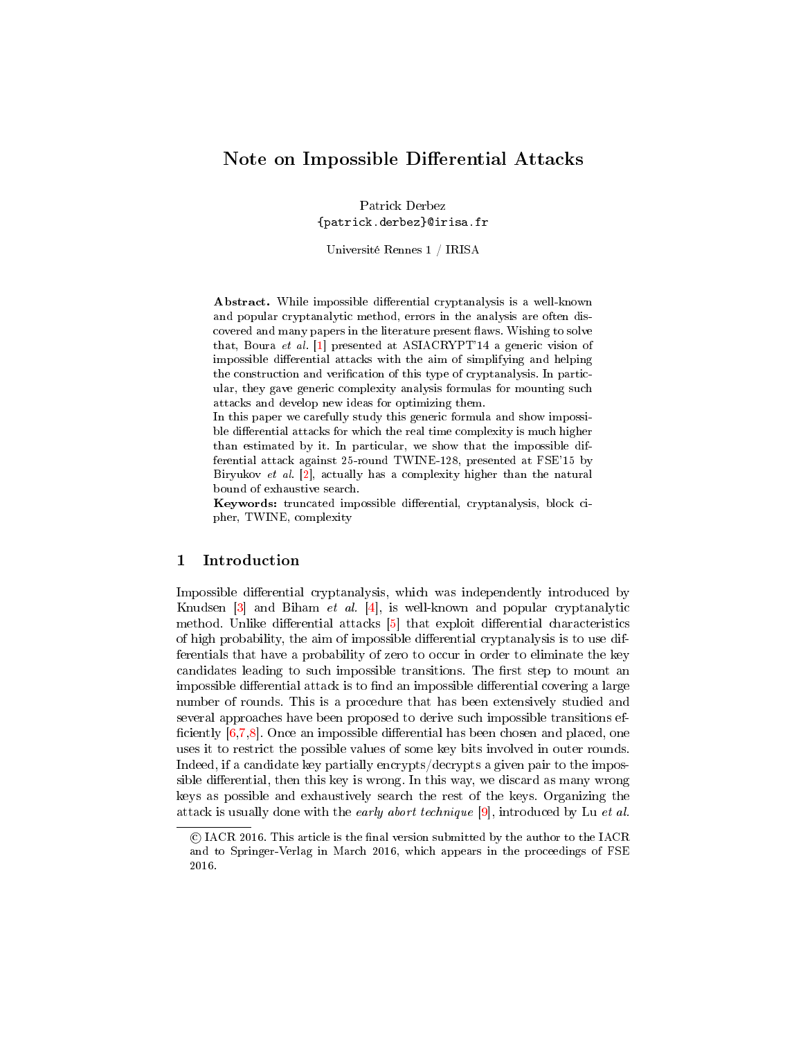# Note on Impossible Differential Attacks

Patrick Derbez
{patrick.derbez}@irisa.fr

Université Rennes 1 / IRISA

**Abstract.** While impossible differential cryptanalysis is a well-known and popular cryptanalytic method, errors in the analysis are often discovered and many papers in the literature present flaws. Wishing to solve that, Boura *et al.* [1] presented at ASIACRYPT'14 a generic vision of impossible differential attacks with the aim of simplifying and helping the construction and verification of this type of cryptanalysis. In particular, they gave generic complexity analysis formulas for mounting such attacks and develop new ideas for optimizing them.
In this paper we carefully study this generic formula and show impossible differential attacks for which the real time complexity is much higher than estimated by it. In particular, we show that the impossible differential attack against 25-round TWINE-128, presented at FSE'15 by Biryukov *et al.* [2], actually has a complexity higher than the natural bound of exhaustive search.
**Keywords:** truncated impossible differential, cryptanalysis, block cipher, TWINE, complexity

## 1 Introduction

Impossible differential cryptanalysis, which was independently introduced by Knudsen [3] and Biham *et al.* [4], is well-known and popular cryptanalytic method. Unlike differential attacks [5] that exploit differential characteristics of high probability, the aim of impossible differential cryptanalysis is to use differentials that have a probability of zero to occur in order to eliminate the key candidates leading to such impossible transitions. The first step to mount an impossible differential attack is to find an impossible differential covering a large number of rounds. This is a procedure that has been extensively studied and several approaches have been proposed to derive such impossible transitions efficiently [6,7,8]. Once an impossible differential has been chosen and placed, one uses it to restrict the possible values of some key bits involved in outer rounds. Indeed, if a candidate key partially encrypts/decrypts a given pair to the impossible differential, then this key is wrong. In this way, we discard as many wrong keys as possible and exhaustively search the rest of the keys. Organizing the attack is usually done with the *early abort technique* [9], introduced by Lu *et al.*

© IACR 2016. This article is the final version submitted by the author to the IACR and to Springer-Verlag in March 2016, which appears in the proceedings of FSE 2016.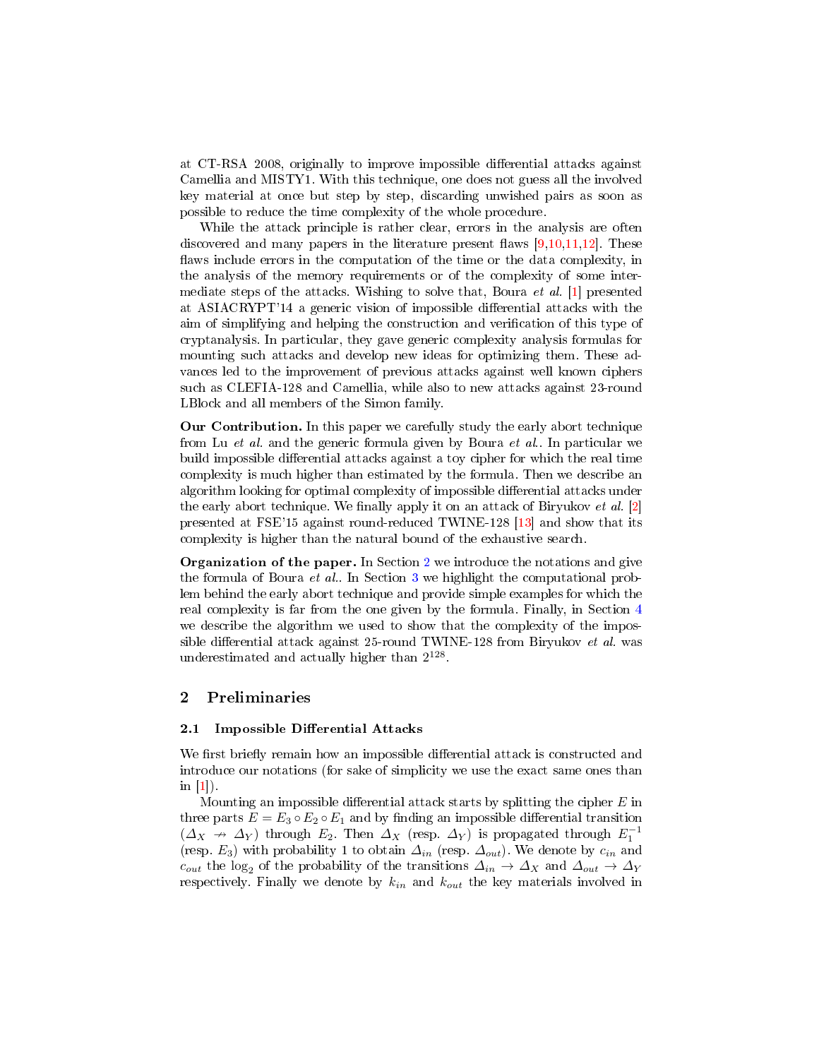at CT-RSA 2008, originally to improve impossible differential attacks against Camellia and MISTY1. With this technique, one does not guess all the involved key material at once but step by step, discarding unwished pairs as soon as possible to reduce the time complexity of the whole procedure.

While the attack principle is rather clear, errors in the analysis are often discovered and many papers in the literature present flaws [9,10,11,12]. These flaws include errors in the computation of the time or the data complexity, in the analysis of the memory requirements or of the complexity of some intermediate steps of the attacks. Wishing to solve that, Boura *et al.* [1] presented at ASIACRYPT'14 a generic vision of impossible differential attacks with the aim of simplifying and helping the construction and verification of this type of cryptanalysis. In particular, they gave generic complexity analysis formulas for mounting such attacks and develop new ideas for optimizing them. These advances led to the improvement of previous attacks against well known ciphers such as CLEFIA-128 and Camellia, while also to new attacks against 23-round LBlock and all members of the Simon family.

**Our Contribution.** In this paper we carefully study the early abort technique from Lu *et al.* and the generic formula given by Boura *et al.*. In particular we build impossible differential attacks against a toy cipher for which the real time complexity is much higher than estimated by the formula. Then we describe an algorithm looking for optimal complexity of impossible differential attacks under the early abort technique. We finally apply it on an attack of Biryukov *et al.* [2] presented at FSE'15 against round-reduced TWINE-128 [13] and show that its complexity is higher than the natural bound of the exhaustive search.

**Organization of the paper.** In Section 2 we introduce the notations and give the formula of Boura *et al.*. In Section 3 we highlight the computational problem behind the early abort technique and provide simple examples for which the real complexity is far from the one given by the formula. Finally, in Section 4 we describe the algorithm we used to show that the complexity of the impossible differential attack against 25-round TWINE-128 from Biryukov *et al.* was underestimated and actually higher than $2^{128}$.

## 2 Preliminaries

### 2.1 Impossible Differential Attacks

We first briefly remain how an impossible differential attack is constructed and introduce our notations (for sake of simplicity we use the exact same ones than in [1]).

Mounting an impossible differential attack starts by splitting the cipher $E$ in three parts $E = E_3 \circ E_2 \circ E_1$ and by finding an impossible differential transition ($\Delta_X \nrightarrow \Delta_Y$) through $E_2$. Then $\Delta_X$ (resp. $\Delta_Y$) is propagated through $E_1^{-1}$ (resp. $E_3$) with probability 1 to obtain $\Delta_{in}$ (resp. $\Delta_{out}$). We denote by $c_{in}$ and $c_{out}$ the $\log_2$ of the probability of the transitions $\Delta_{in} \rightarrow \Delta_X$ and $\Delta_{out} \rightarrow \Delta_Y$ respectively. Finally we denote by $k_{in}$ and $k_{out}$ the key materials involved in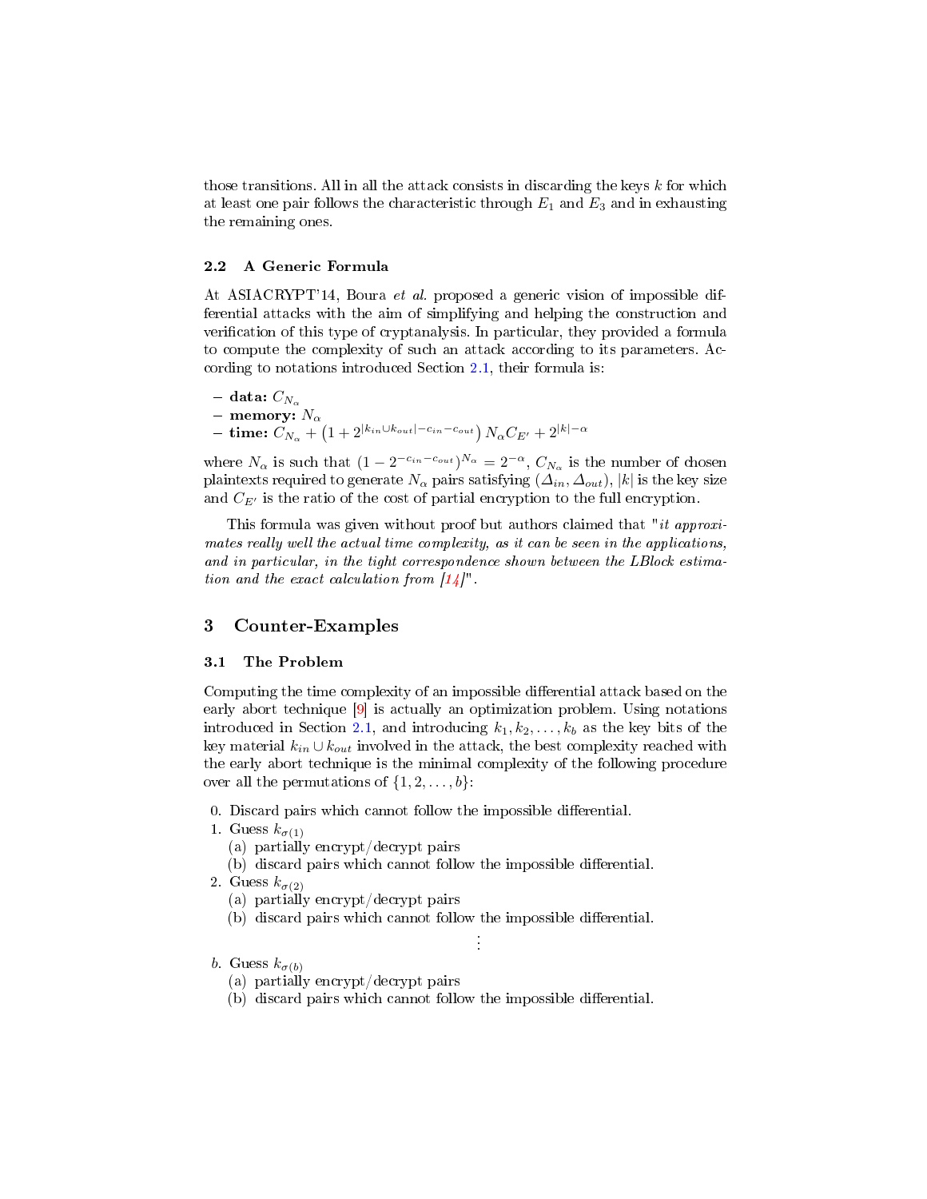those transitions. All in all the attack consists in discarding the keys $k$ for which at least one pair follows the characteristic through $E_1$ and $E_3$ and in exhausting the remaining ones.

### 2.2 A Generic Formula

At ASIACRYPT'14, Boura *et al.* proposed a generic vision of impossible differential attacks with the aim of simplifying and helping the construction and verification of this type of cryptanalysis. In particular, they provided a formula to compute the complexity of such an attack according to its parameters. According to notations introduced Section 2.1, their formula is:

- **data:** $C_{N_\alpha}$
- **memory:** $N_\alpha$
- **time:** $C_{N_\alpha} + \left(1 + 2^{|k_{in} \cup k_{out}| - c_{in} - c_{out}}\right) N_\alpha C_{E'} + 2^{|k| - \alpha}$

where $N_\alpha$ is such that $(1 - 2^{-c_{in} - c_{out}})^{N_\alpha} = 2^{-\alpha}$, $C_{N_\alpha}$ is the number of chosen plaintexts required to generate $N_\alpha$ pairs satisfying $(\Delta_{in}, \Delta_{out})$, $|k|$ is the key size and $C_{E'}$ is the ratio of the cost of partial encryption to the full encryption.

This formula was given without proof but authors claimed that "*it approximates really well the actual time complexity, as it can be seen in the applications, and in particular, in the tight correspondence shown between the LBlock estimation and the exact calculation from [14]*".

## 3 Counter-Examples

### 3.1 The Problem

Computing the time complexity of an impossible differential attack based on the early abort technique [9] is actually an optimization problem. Using notations introduced in Section 2.1, and introducing $k_1, k_2, \dots, k_b$ as the key bits of the key material $k_{in} \cup k_{out}$ involved in the attack, the best complexity reached with the early abort technique is the minimal complexity of the following procedure over all the permutations of $\{1, 2, \dots, b\}$:

0. Discard pairs which cannot follow the impossible differential.
1. Guess $k_{\sigma(1)}$
   (a) partially encrypt/decrypt pairs
   (b) discard pairs which cannot follow the impossible differential.
2. Guess $k_{\sigma(2)}$
   (a) partially encrypt/decrypt pairs
   (b) discard pairs which cannot follow the impossible differential.

$\vdots$

*b*. Guess $k_{\sigma(b)}$
   (a) partially encrypt/decrypt pairs
   (b) discard pairs which cannot follow the impossible differential.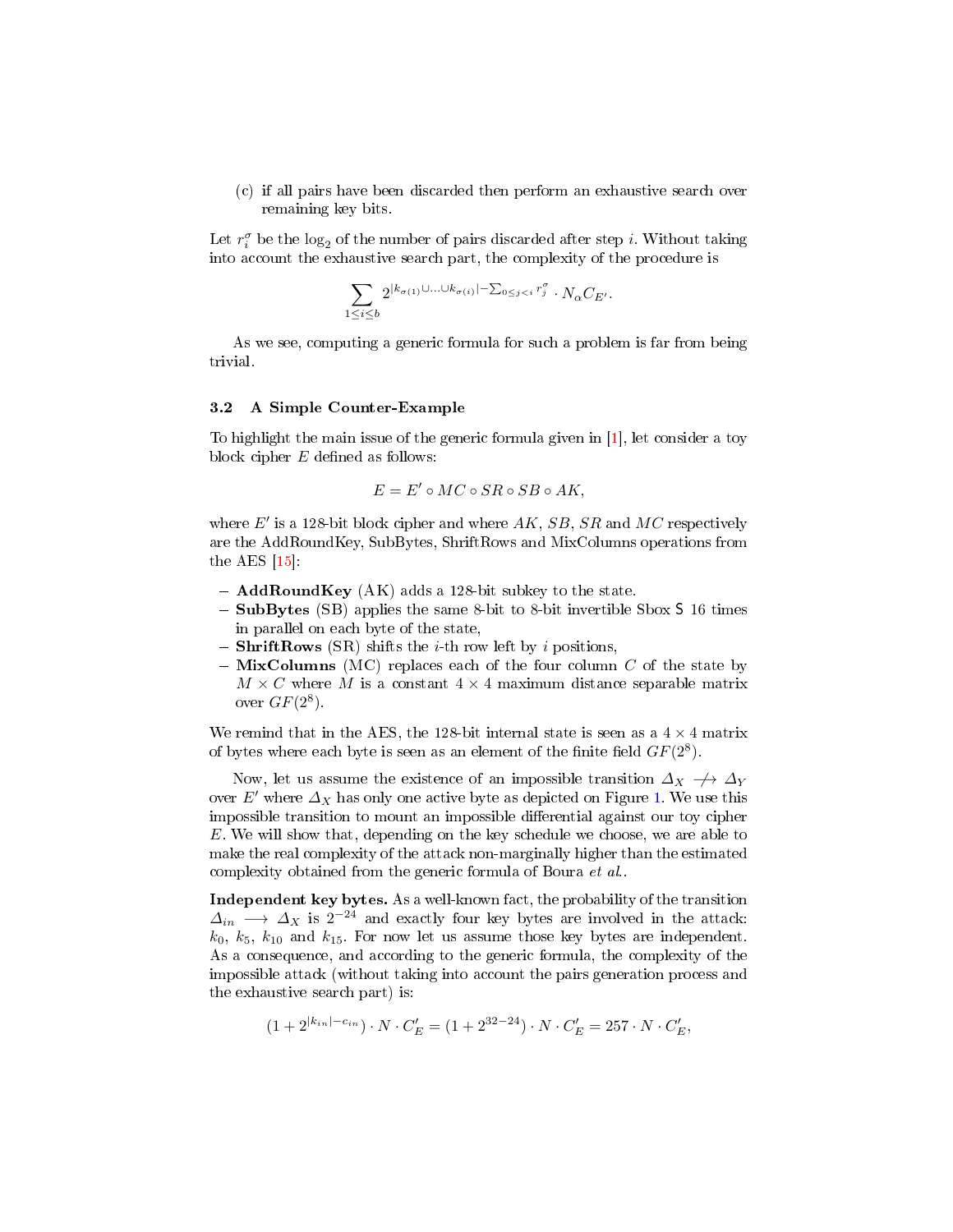(c) if all pairs have been discarded then perform an exhaustive search over remaining key bits.

Let $r_i^\sigma$ be the $\log_2$ of the number of pairs discarded after step $i$. Without taking into account the exhaustive search part, the complexity of the procedure is

$$\sum_{1 \le i \le b} 2^{|k_{\sigma(1)} \cup \ldots \cup k_{\sigma(i)}| - \sum_{0 \le j < i} r_j^\sigma} \cdot N_\alpha C_{E'}.$$

As we see, computing a generic formula for such a problem is far from being trivial.

### 3.2 A Simple Counter-Example

To highlight the main issue of the generic formula given in [1], let consider a toy block cipher $E$ defined as follows:

$$E = E' \circ MC \circ SR \circ SB \circ AK,$$

where $E'$ is a 128-bit block cipher and where $AK$, $SB$, $SR$ and $MC$ respectively are the AddRoundKey, SubBytes, ShriftRows and MixColumns operations from the AES [15]:

- **AddRoundKey** (AK) adds a 128-bit subkey to the state.
- **SubBytes** (SB) applies the same 8-bit to 8-bit invertible Sbox $\mathsf{S}$ 16 times in parallel on each byte of the state,
- **ShriftRows** (SR) shifts the $i$-th row left by $i$ positions,
- **MixColumns** (MC) replaces each of the four column $C$ of the state by $M \times C$ where $M$ is a constant $4 \times 4$ maximum distance separable matrix over $GF(2^8)$.

We remind that in the AES, the 128-bit internal state is seen as a $4 \times 4$ matrix of bytes where each byte is seen as an element of the finite field $GF(2^8)$.

Now, let us assume the existence of an impossible transition $\Delta_X \not\rightarrow \Delta_Y$ over $E'$ where $\Delta_X$ has only one active byte as depicted on Figure 1. We use this impossible transition to mount an impossible differential against our toy cipher $E$. We will show that, depending on the key schedule we choose, we are able to make the real complexity of the attack non-marginally higher than the estimated complexity obtained from the generic formula of Boura *et al.*.

**Independent key bytes.** As a well-known fact, the probability of the transition $\Delta_{in} \longrightarrow \Delta_X$ is $2^{-24}$ and exactly four key bytes are involved in the attack: $k_0$, $k_5$, $k_{10}$ and $k_{15}$. For now let us assume those key bytes are independent. As a consequence, and according to the generic formula, the complexity of the impossible attack (without taking into account the pairs generation process and the exhaustive search part) is:

$$(1 + 2^{|k_{in}| - c_{in}}) \cdot N \cdot C'_E = (1 + 2^{32-24}) \cdot N \cdot C'_E = 257 \cdot N \cdot C'_E,$$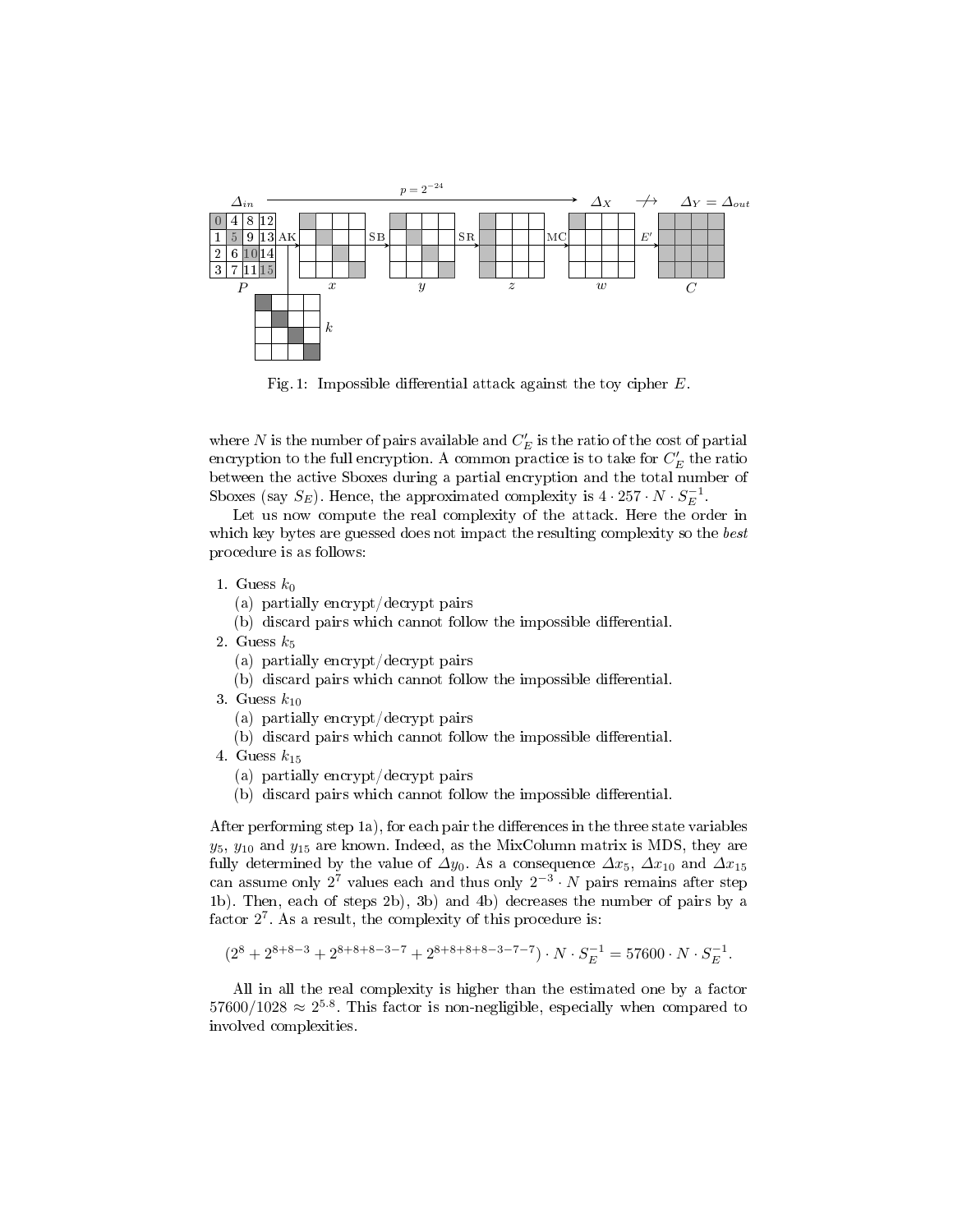Fig. 1: Impossible differential attack against the toy cipher $E$.

where $N$ is the number of pairs available and $C'_E$ is the ratio of the cost of partial encryption to the full encryption. A common practice is to take for $C'_E$ the ratio between the active Sboxes during a partial encryption and the total number of Sboxes (say $S_E$). Hence, the approximated complexity is $4 \cdot 257 \cdot N \cdot S_E^{-1}$.

Let us now compute the real complexity of the attack. Here the order in which key bytes are guessed does not impact the resulting complexity so the *best* procedure is as follows:

1. Guess $k_0$
   (a) partially encrypt/decrypt pairs
   (b) discard pairs which cannot follow the impossible differential.
2. Guess $k_5$
   (a) partially encrypt/decrypt pairs
   (b) discard pairs which cannot follow the impossible differential.
3. Guess $k_{10}$
   (a) partially encrypt/decrypt pairs
   (b) discard pairs which cannot follow the impossible differential.
4. Guess $k_{15}$
   (a) partially encrypt/decrypt pairs
   (b) discard pairs which cannot follow the impossible differential.

After performing step 1a), for each pair the differences in the three state variables $y_5$, $y_{10}$ and $y_{15}$ are known. Indeed, as the MixColumn matrix is MDS, they are fully determined by the value of $\Delta y_0$. As a consequence $\Delta x_5$, $\Delta x_{10}$ and $\Delta x_{15}$ can assume only $2^7$ values each and thus only $2^{-3} \cdot N$ pairs remains after step 1b). Then, each of steps 2b), 3b) and 4b) decreases the number of pairs by a factor $2^7$. As a result, the complexity of this procedure is:

$$(2^8 + 2^{8+8-3} + 2^{8+8+8-3-7} + 2^{8+8+8+8-3-7-7}) \cdot N \cdot S_E^{-1} = 57600 \cdot N \cdot S_E^{-1}.$$

All in all the real complexity is higher than the estimated one by a factor $57600/1028 \approx 2^{5.8}$. This factor is non-negligible, especially when compared to involved complexities.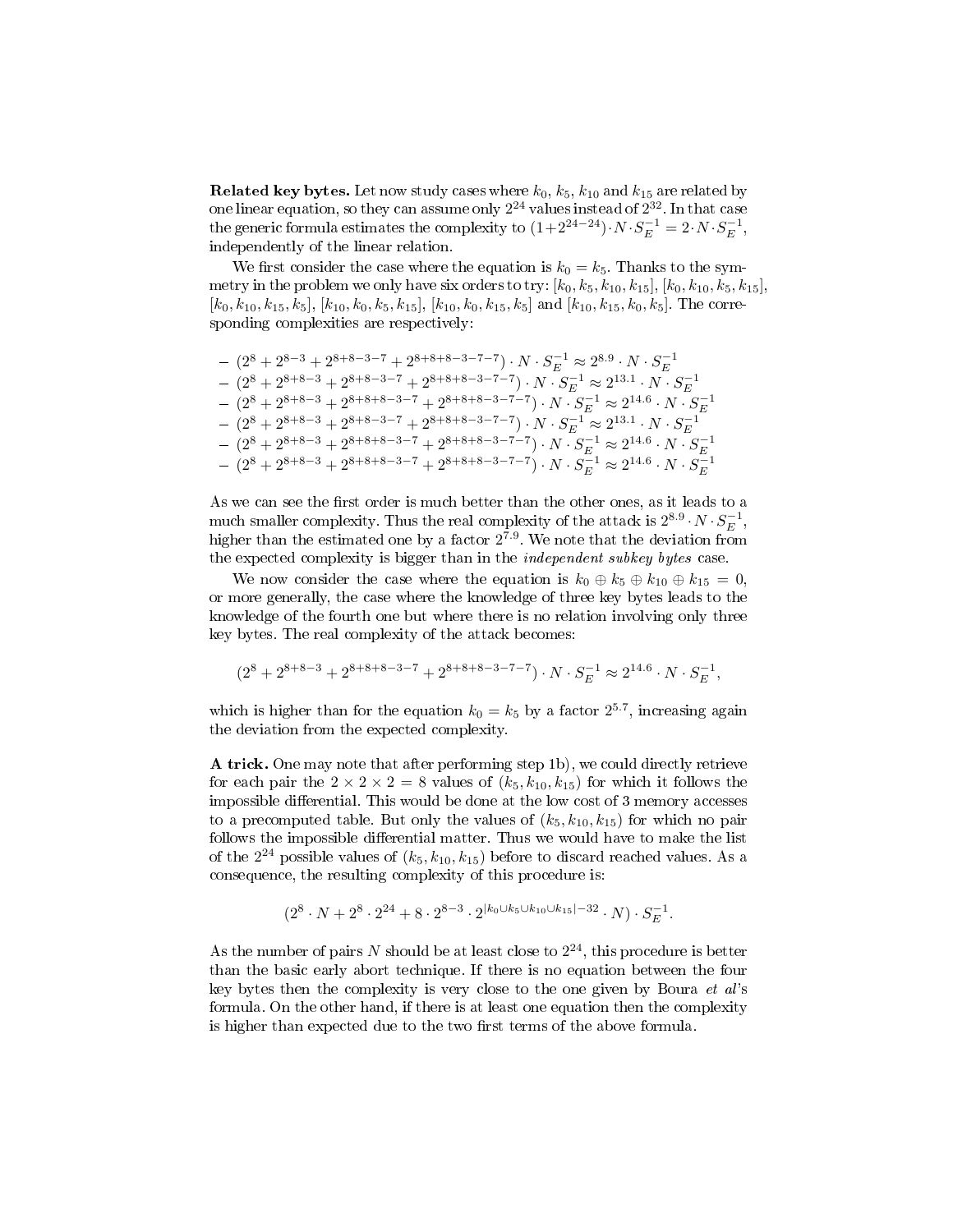**Related key bytes.** Let now study cases where $k_0$, $k_5$, $k_{10}$ and $k_{15}$ are related by one linear equation, so they can assume only $2^{24}$ values instead of $2^{32}$. In that case the generic formula estimates the complexity to $(1+2^{24-24}) \cdot N \cdot S_E^{-1} = 2 \cdot N \cdot S_E^{-1}$, independently of the linear relation.

We first consider the case where the equation is $k_0 = k_5$. Thanks to the symmetry in the problem we only have six orders to try: $[k_0, k_5, k_{10}, k_{15}]$, $[k_0, k_{10}, k_5, k_{15}]$, $[k_0, k_{10}, k_{15}, k_5]$, $[k_{10}, k_0, k_5, k_{15}]$, $[k_{10}, k_0, k_{15}, k_5]$ and $[k_{10}, k_{15}, k_0, k_5]$. The corresponding complexities are respectively:

- $(2^8 + 2^{8-3} + 2^{8+8-3-7} + 2^{8+8+8-3-7-7}) \cdot N \cdot S_E^{-1} \approx 2^{8.9} \cdot N \cdot S_E^{-1}$
- $(2^8 + 2^{8+8-3} + 2^{8+8-3-7} + 2^{8+8+8-3-7-7}) \cdot N \cdot S_E^{-1} \approx 2^{13.1} \cdot N \cdot S_E^{-1}$
- $(2^8 + 2^{8+8-3} + 2^{8+8+8-3-7} + 2^{8+8+8-3-7-7}) \cdot N \cdot S_E^{-1} \approx 2^{14.6} \cdot N \cdot S_E^{-1}$
- $(2^8 + 2^{8+8-3} + 2^{8+8-3-7} + 2^{8+8+8-3-7-7}) \cdot N \cdot S_E^{-1} \approx 2^{13.1} \cdot N \cdot S_E^{-1}$
- $(2^8 + 2^{8+8-3} + 2^{8+8+8-3-7} + 2^{8+8+8-3-7-7}) \cdot N \cdot S_E^{-1} \approx 2^{14.6} \cdot N \cdot S_E^{-1}$
- $(2^8 + 2^{8+8-3} + 2^{8+8+8-3-7} + 2^{8+8+8-3-7-7}) \cdot N \cdot S_E^{-1} \approx 2^{14.6} \cdot N \cdot S_E^{-1}$

As we can see the first order is much better than the other ones, as it leads to a much smaller complexity. Thus the real complexity of the attack is $2^{8.9} \cdot N \cdot S_E^{-1}$, higher than the estimated one by a factor $2^{7.9}$. We note that the deviation from the expected complexity is bigger than in the *independent subkey bytes* case.

We now consider the case where the equation is $k_0 \oplus k_5 \oplus k_{10} \oplus k_{15} = 0$, or more generally, the case where the knowledge of three key bytes leads to the knowledge of the fourth one but where there is no relation involving only three key bytes. The real complexity of the attack becomes:

$$(2^8 + 2^{8+8-3} + 2^{8+8+8-3-7} + 2^{8+8+8-3-7-7}) \cdot N \cdot S_E^{-1} \approx 2^{14.6} \cdot N \cdot S_E^{-1},$$

which is higher than for the equation $k_0 = k_5$ by a factor $2^{5.7}$, increasing again the deviation from the expected complexity.

**A trick.** One may note that after performing step 1b), we could directly retrieve for each pair the $2 \times 2 \times 2 = 8$ values of $(k_5, k_{10}, k_{15})$ for which it follows the impossible differential. This would be done at the low cost of 3 memory accesses to a precomputed table. But only the values of $(k_5, k_{10}, k_{15})$ for which no pair follows the impossible differential matter. Thus we would have to make the list of the $2^{24}$ possible values of $(k_5, k_{10}, k_{15})$ before to discard reached values. As a consequence, the resulting complexity of this procedure is:

$$(2^8 \cdot N + 2^8 \cdot 2^{24} + 8 \cdot 2^{8-3} \cdot 2^{|k_0 \cup k_5 \cup k_{10} \cup k_{15}|-32} \cdot N) \cdot S_E^{-1}.$$

As the number of pairs $N$ should be at least close to $2^{24}$, this procedure is better than the basic early abort technique. If there is no equation between the four key bytes then the complexity is very close to the one given by Boura *et al*'s formula. On the other hand, if there is at least one equation then the complexity is higher than expected due to the two first terms of the above formula.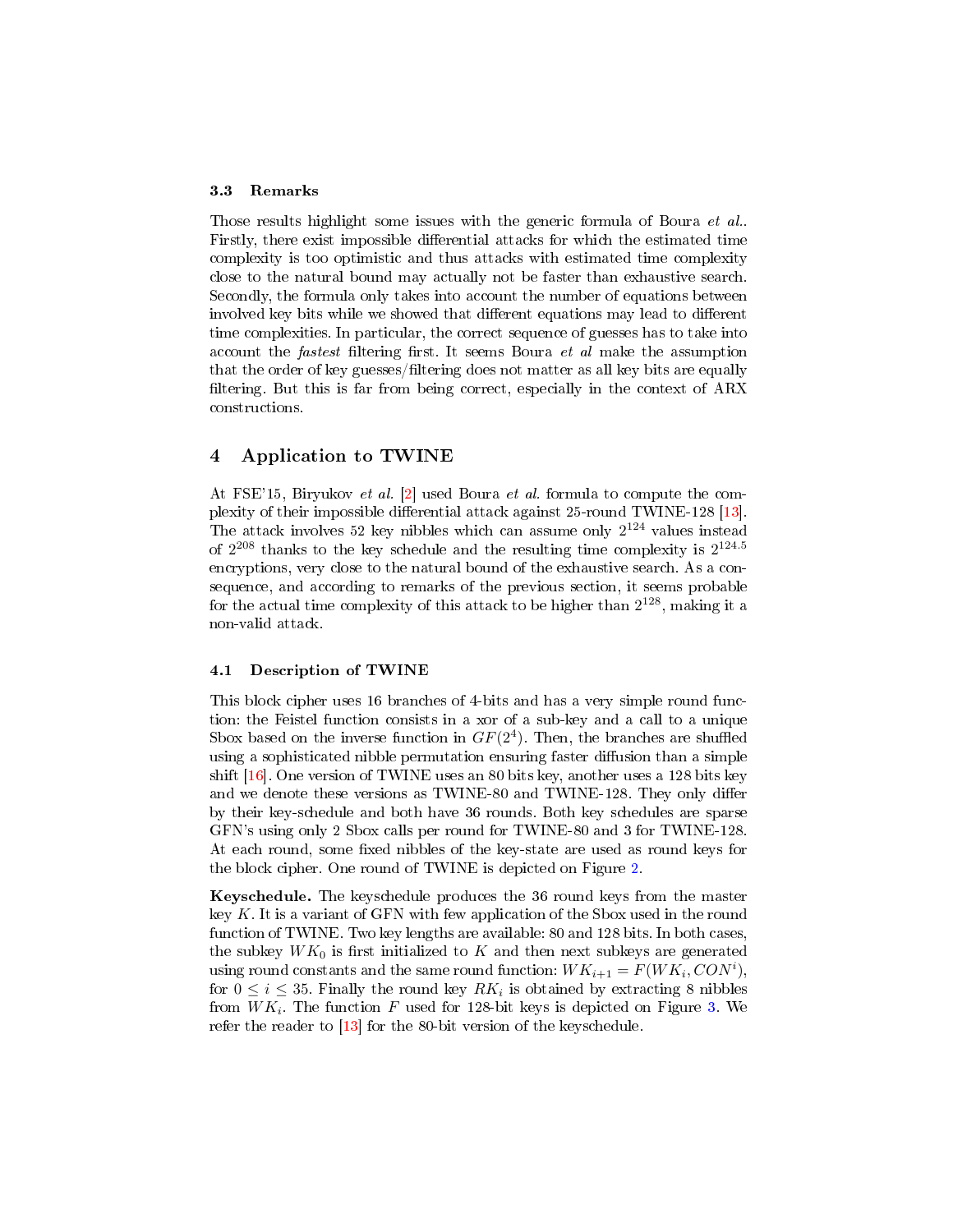### 3.3 Remarks

Those results highlight some issues with the generic formula of Boura *et al.*. Firstly, there exist impossible differential attacks for which the estimated time complexity is too optimistic and thus attacks with estimated time complexity close to the natural bound may actually not be faster than exhaustive search. Secondly, the formula only takes into account the number of equations between involved key bits while we showed that different equations may lead to different time complexities. In particular, the correct sequence of guesses has to take into account the *fastest* filtering first. It seems Boura *et al* make the assumption that the order of key guesses/filtering does not matter as all key bits are equally filtering. But this is far from being correct, especially in the context of ARX constructions.

## 4 Application to TWINE

At FSE'15, Biryukov *et al.* [2] used Boura *et al.* formula to compute the complexity of their impossible differential attack against 25-round TWINE-128 [13]. The attack involves 52 key nibbles which can assume only $2^{124}$ values instead of $2^{208}$ thanks to the key schedule and the resulting time complexity is $2^{124.5}$ encryptions, very close to the natural bound of the exhaustive search. As a consequence, and according to remarks of the previous section, it seems probable for the actual time complexity of this attack to be higher than $2^{128}$, making it a non-valid attack.

### 4.1 Description of TWINE

This block cipher uses 16 branches of 4-bits and has a very simple round function: the Feistel function consists in a xor of a sub-key and a call to a unique Sbox based on the inverse function in $GF(2^4)$. Then, the branches are shuffled using a sophisticated nibble permutation ensuring faster diffusion than a simple shift [16]. One version of TWINE uses an 80 bits key, another uses a 128 bits key and we denote these versions as TWINE-80 and TWINE-128. They only differ by their key-schedule and both have 36 rounds. Both key schedules are sparse GFN's using only 2 Sbox calls per round for TWINE-80 and 3 for TWINE-128. At each round, some fixed nibbles of the key-state are used as round keys for the block cipher. One round of TWINE is depicted on Figure 2.

**Keyschedule.** The keyschedule produces the 36 round keys from the master key $K$. It is a variant of GFN with few application of the Sbox used in the round function of TWINE. Two key lengths are available: 80 and 128 bits. In both cases, the subkey $WK_0$ is first initialized to $K$ and then next subkeys are generated using round constants and the same round function: $WK_{i+1} = F(WK_i, CON^i)$, for $0 \leq i \leq 35$. Finally the round key $RK_i$ is obtained by extracting 8 nibbles from $WK_i$. The function $F$ used for 128-bit keys is depicted on Figure 3. We refer the reader to [13] for the 80-bit version of the keyschedule.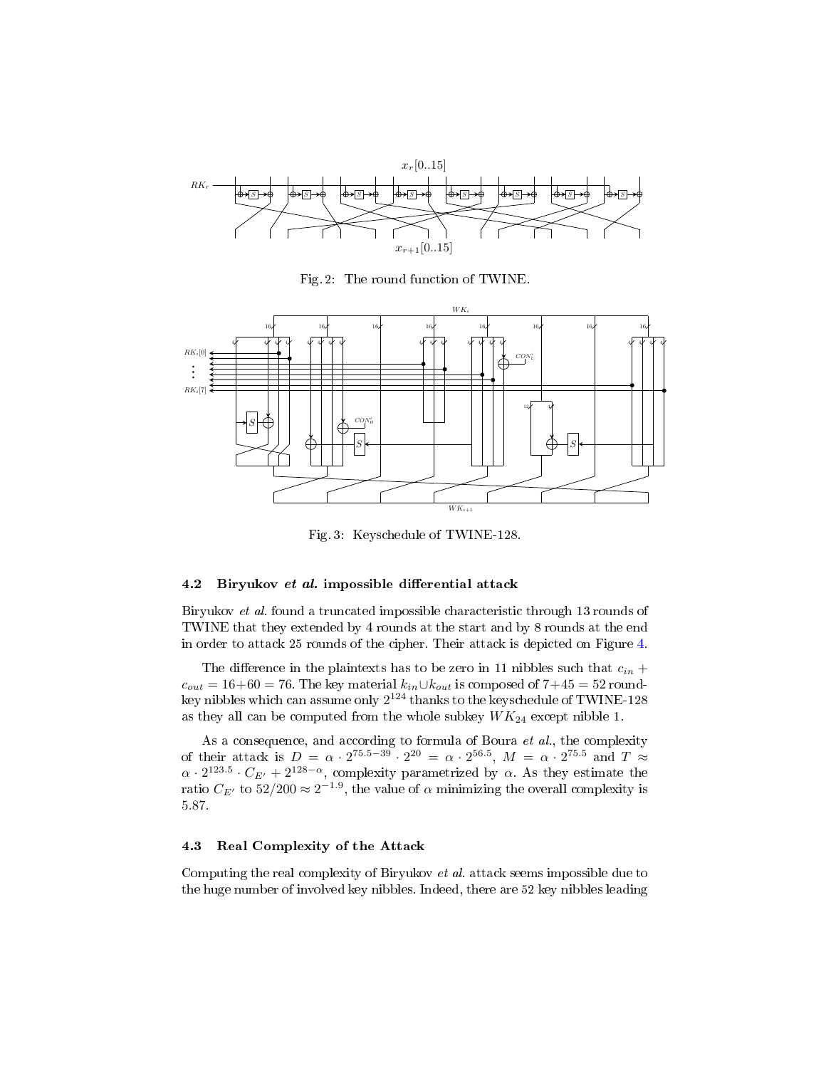Fig. 2: The round function of TWINE.

Fig. 3: Keyschedule of TWINE-128.

### 4.2 Biryukov *et al.* impossible differential attack

Biryukov *et al.* found a truncated impossible characteristic through 13 rounds of TWINE that they extended by 4 rounds at the start and by 8 rounds at the end in order to attack 25 rounds of the cipher. Their attack is depicted on Figure 4.

The difference in the plaintexts has to be zero in 11 nibbles such that $c_{in} + c_{out} = 16+60 = 76$. The key material $k_{in} \cup k_{out}$ is composed of $7+45 = 52$ round-key nibbles which can assume only $2^{124}$ thanks to the keyschedule of TWINE-128 as they all can be computed from the whole subkey $WK_{24}$ except nibble 1.

As a consequence, and according to formula of Boura *et al.*, the complexity of their attack is $D = \alpha \cdot 2^{75.5-39} \cdot 2^{20} = \alpha \cdot 2^{56.5}$, $M = \alpha \cdot 2^{75.5}$ and $T \approx \alpha \cdot 2^{123.5} \cdot C_{E'} + 2^{128-\alpha}$, complexity parametrized by $\alpha$. As they estimate the ratio $C_{E'}$ to $52/200 \approx 2^{-1.9}$, the value of $\alpha$ minimizing the overall complexity is 5.87.

### 4.3 Real Complexity of the Attack

Computing the real complexity of Biryukov *et al.* attack seems impossible due to the huge number of involved key nibbles. Indeed, there are 52 key nibbles leading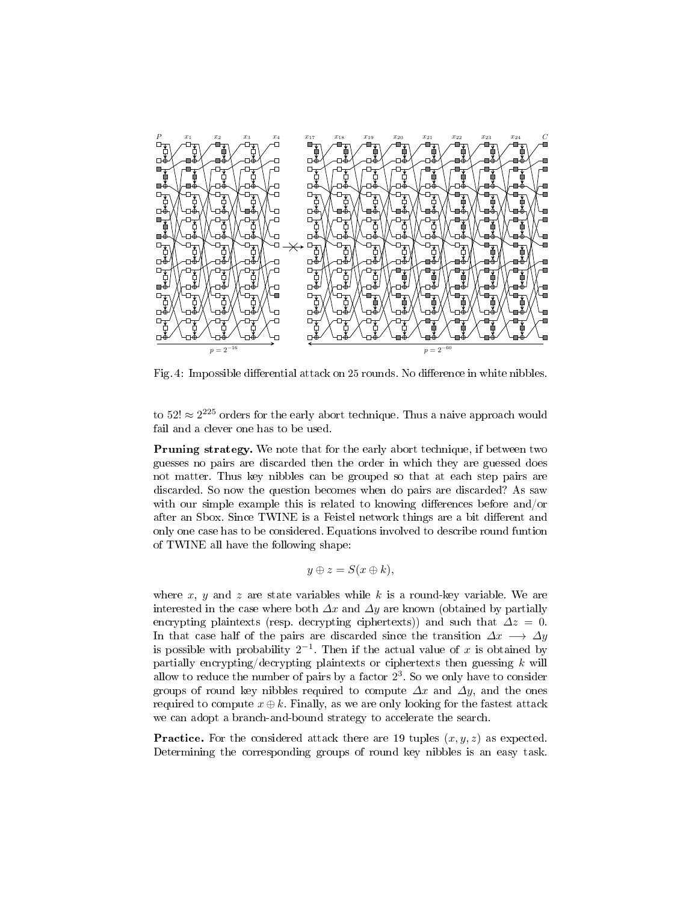Fig. 4: Impossible differential attack on 25 rounds. No difference in white nibbles.

to $52! \approx 2^{225}$ orders for the early abort technique. Thus a naive approach would fail and a clever one has to be used.

**Pruning strategy.** We note that for the early abort technique, if between two guesses no pairs are discarded then the order in which they are guessed does not matter. Thus key nibbles can be grouped so that at each step pairs are discarded. So now the question becomes when do pairs are discarded? As saw with our simple example this is related to knowing differences before and/or after an Sbox. Since TWINE is a Feistel network things are a bit different and only one case has to be considered. Equations involved to describe round funtion of TWINE all have the following shape:

$$y \oplus z = S(x \oplus k),$$

where $x$, $y$ and $z$ are state variables while $k$ is a round-key variable. We are interested in the case where both $\Delta x$ and $\Delta y$ are known (obtained by partially encrypting plaintexts (resp. decrypting ciphertexts)) and such that $\Delta z = 0$. In that case half of the pairs are discarded since the transition $\Delta x \longrightarrow \Delta y$ is possible with probability $2^{-1}$. Then if the actual value of $x$ is obtained by partially encrypting/decrypting plaintexts or ciphertexts then guessing $k$ will allow to reduce the number of pairs by a factor $2^3$. So we only have to consider groups of round key nibbles required to compute $\Delta x$ and $\Delta y$, and the ones required to compute $x \oplus k$. Finally, as we are only looking for the fastest attack we can adopt a branch-and-bound strategy to accelerate the search.

**Practice.** For the considered attack there are 19 tuples $(x, y, z)$ as expected. Determining the corresponding groups of round key nibbles is an easy task.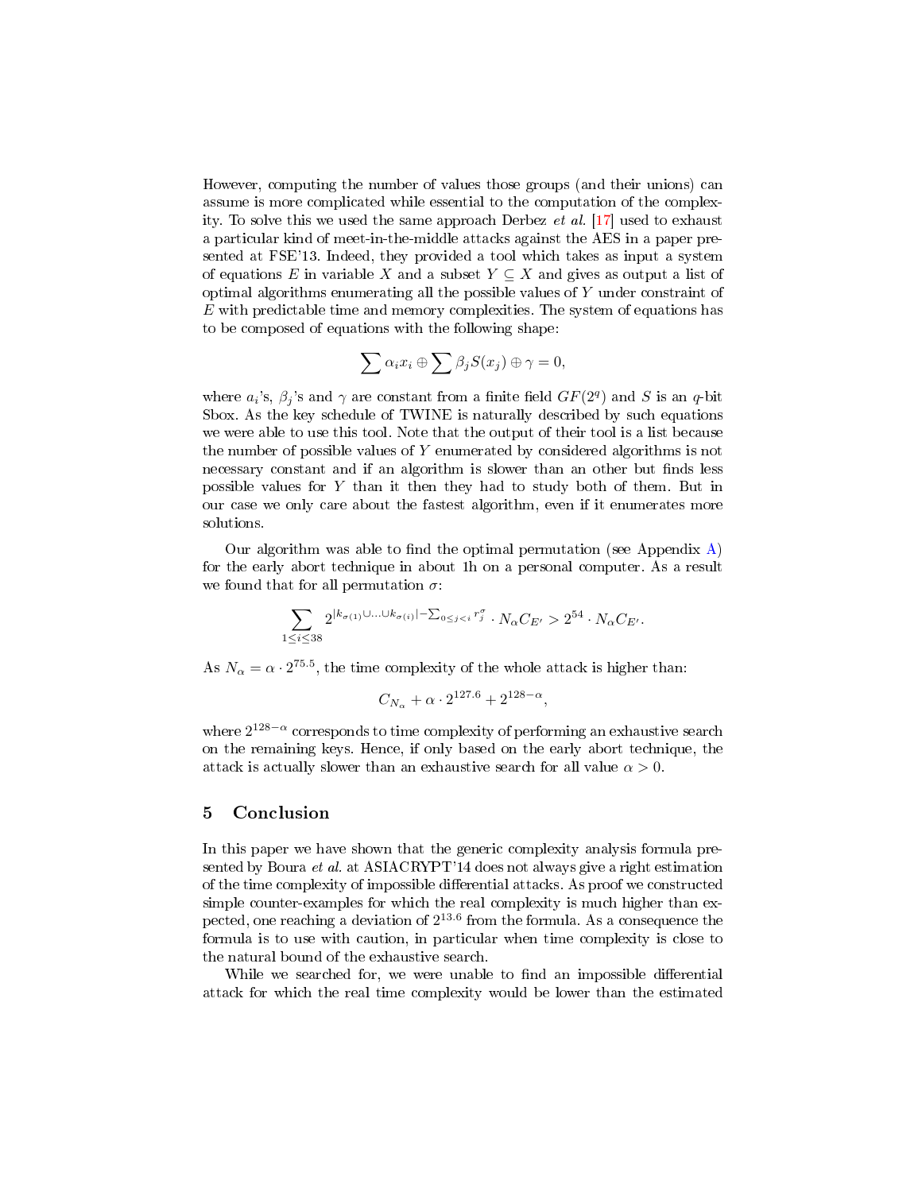However, computing the number of values those groups (and their unions) can assume is more complicated while essential to the computation of the complexity. To solve this we used the same approach Derbez *et al.* [17] used to exhaust a particular kind of meet-in-the-middle attacks against the AES in a paper presented at FSE'13. Indeed, they provided a tool which takes as input a system of equations $E$ in variable $X$ and a subset $Y \subseteq X$ and gives as output a list of optimal algorithms enumerating all the possible values of $Y$ under constraint of $E$ with predictable time and memory complexities. The system of equations has to be composed of equations with the following shape:

$$\sum \alpha_i x_i \oplus \sum \beta_j S(x_j) \oplus \gamma = 0,$$

where $a_i$'s, $\beta_j$'s and $\gamma$ are constant from a finite field $GF(2^q)$ and $S$ is an $q$-bit Sbox. As the key schedule of TWINE is naturally described by such equations we were able to use this tool. Note that the output of their tool is a list because the number of possible values of $Y$ enumerated by considered algorithms is not necessary constant and if an algorithm is slower than an other but finds less possible values for $Y$ than it then they had to study both of them. But in our case we only care about the fastest algorithm, even if it enumerates more solutions.

Our algorithm was able to find the optimal permutation (see Appendix A) for the early abort technique in about 1h on a personal computer. As a result we found that for all permutation $\sigma$:

$$\sum_{1 \leq i \leq 38} 2^{|k_{\sigma(1)} \cup \ldots \cup k_{\sigma(i)}| - \sum_{0 \leq j < i} r_j^{\sigma}} \cdot N_\alpha C_{E'} > 2^{54} \cdot N_\alpha C_{E'}.$$

As $N_\alpha = \alpha \cdot 2^{75.5}$, the time complexity of the whole attack is higher than:

$$C_{N_\alpha} + \alpha \cdot 2^{127.6} + 2^{128-\alpha},$$

where $2^{128-\alpha}$ corresponds to time complexity of performing an exhaustive search on the remaining keys. Hence, if only based on the early abort technique, the attack is actually slower than an exhaustive search for all value $\alpha > 0$.

## 5 Conclusion

In this paper we have shown that the generic complexity analysis formula presented by Boura *et al.* at ASIACRYPT'14 does not always give a right estimation of the time complexity of impossible differential attacks. As proof we constructed simple counter-examples for which the real complexity is much higher than expected, one reaching a deviation of $2^{13.6}$ from the formula. As a consequence the formula is to use with caution, in particular when time complexity is close to the natural bound of the exhaustive search.

While we searched for, we were unable to find an impossible differential attack for which the real time complexity would be lower than the estimated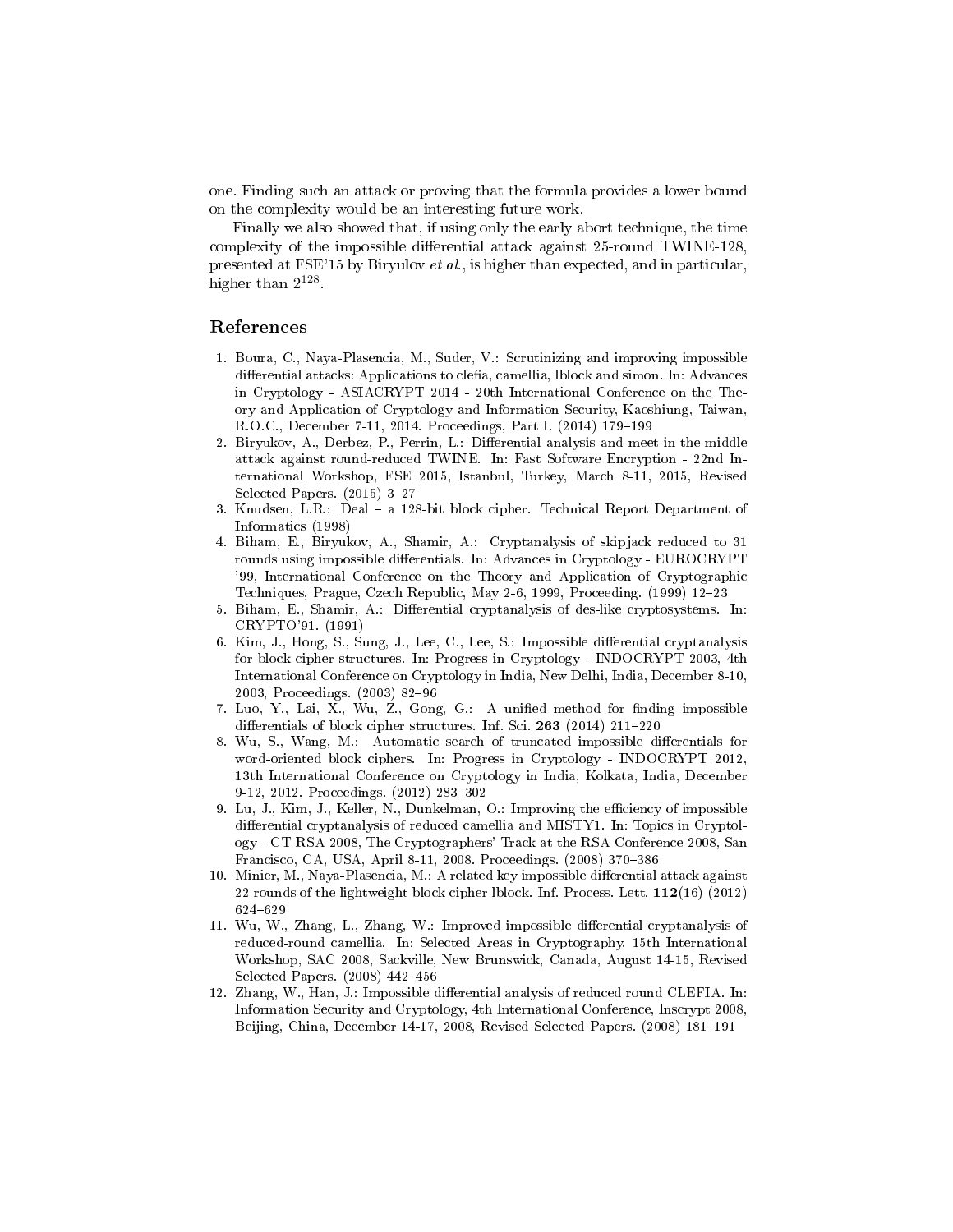one. Finding such an attack or proving that the formula provides a lower bound on the complexity would be an interesting future work.

Finally we also showed that, if using only the early abort technique, the time complexity of the impossible differential attack against 25-round TWINE-128, presented at FSE'15 by Biryulov *et al.*, is higher than expected, and in particular, higher than $2^{128}$.

## References

1. Boura, C., Naya-Plasencia, M., Suder, V.: Scrutinizing and improving impossible differential attacks: Applications to clefia, camellia, lblock and simon. In: Advances in Cryptology - ASIACRYPT 2014 - 20th International Conference on the Theory and Application of Cryptology and Information Security, Kaoshiung, Taiwan, R.O.C., December 7-11, 2014. Proceedings, Part I. (2014) 179–199
2. Biryukov, A., Derbez, P., Perrin, L.: Differential analysis and meet-in-the-middle attack against round-reduced TWINE. In: Fast Software Encryption - 22nd International Workshop, FSE 2015, Istanbul, Turkey, March 8-11, 2015, Revised Selected Papers. (2015) 3–27
3. Knudsen, L.R.: Deal – a 128-bit block cipher. Technical Report Department of Informatics (1998)
4. Biham, E., Biryukov, A., Shamir, A.: Cryptanalysis of skipjack reduced to 31 rounds using impossible differentials. In: Advances in Cryptology - EUROCRYPT '99, International Conference on the Theory and Application of Cryptographic Techniques, Prague, Czech Republic, May 2-6, 1999, Proceeding. (1999) 12–23
5. Biham, E., Shamir, A.: Differential cryptanalysis of des-like cryptosystems. In: CRYPTO'91. (1991)
6. Kim, J., Hong, S., Sung, J., Lee, C., Lee, S.: Impossible differential cryptanalysis for block cipher structures. In: Progress in Cryptology - INDOCRYPT 2003, 4th International Conference on Cryptology in India, New Delhi, India, December 8-10, 2003, Proceedings. (2003) 82–96
7. Luo, Y., Lai, X., Wu, Z., Gong, G.: A unified method for finding impossible differentials of block cipher structures. Inf. Sci. **263** (2014) 211–220
8. Wu, S., Wang, M.: Automatic search of truncated impossible differentials for word-oriented block ciphers. In: Progress in Cryptology - INDOCRYPT 2012, 13th International Conference on Cryptology in India, Kolkata, India, December 9-12, 2012. Proceedings. (2012) 283–302
9. Lu, J., Kim, J., Keller, N., Dunkelman, O.: Improving the efficiency of impossible differential cryptanalysis of reduced camellia and MISTY1. In: Topics in Cryptology - CT-RSA 2008, The Cryptographers' Track at the RSA Conference 2008, San Francisco, CA, USA, April 8-11, 2008. Proceedings. (2008) 370–386
10. Minier, M., Naya-Plasencia, M.: A related key impossible differential attack against 22 rounds of the lightweight block cipher lblock. Inf. Process. Lett. **112**(16) (2012) 624–629
11. Wu, W., Zhang, L., Zhang, W.: Improved impossible differential cryptanalysis of reduced-round camellia. In: Selected Areas in Cryptography, 15th International Workshop, SAC 2008, Sackville, New Brunswick, Canada, August 14-15, Revised Selected Papers. (2008) 442–456
12. Zhang, W., Han, J.: Impossible differential analysis of reduced round CLEFIA. In: Information Security and Cryptology, 4th International Conference, Inscrypt 2008, Beijing, China, December 14-17, 2008, Revised Selected Papers. (2008) 181–191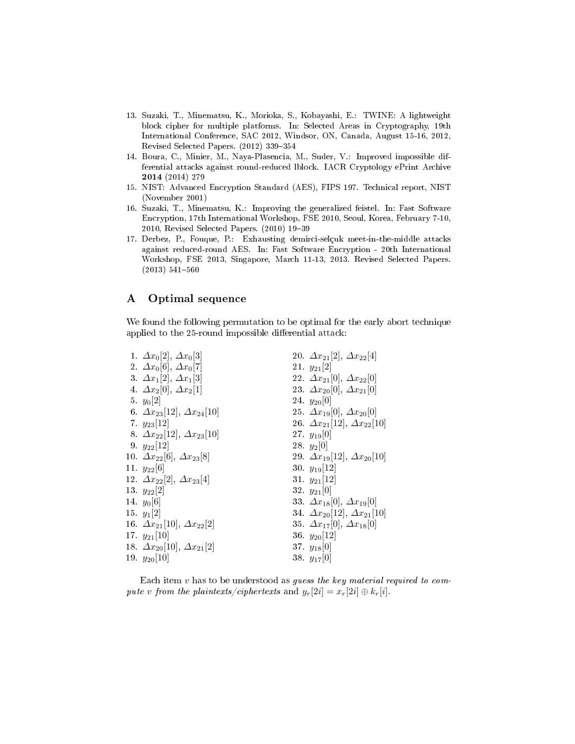13. Suzaki, T., Minematsu, K., Morioka, S., Kobayashi, E.: TWINE: A lightweight block cipher for multiple platforms. In: Selected Areas in Cryptography, 19th International Conference, SAC 2012, Windsor, ON, Canada, August 15-16, 2012, Revised Selected Papers. (2012) 339–354
14. Boura, C., Minier, M., Naya-Plasencia, M., Suder, V.: Improved impossible differential attacks against round-reduced lblock. IACR Cryptology ePrint Archive **2014** (2014) 279
15. NIST: Advanced Encryption Standard (AES), FIPS 197. Technical report, NIST (November 2001)
16. Suzaki, T., Minematsu, K.: Improving the generalized feistel. In: Fast Software Encryption, 17th International Workshop, FSE 2010, Seoul, Korea, February 7-10, 2010, Revised Selected Papers. (2010) 19–39
17. Derbez, P., Fouque, P.: Exhausting demirci-selçuk meet-in-the-middle attacks against reduced-round AES. In: Fast Software Encryption - 20th International Workshop, FSE 2013, Singapore, March 11-13, 2013. Revised Selected Papers. (2013) 541–560

# A Optimal sequence

We found the following permutation to be optimal for the early abort technique applied to the 25-round impossible differential attack:

1. $\Delta x_0[2]$, $\Delta x_0[3]$
2. $\Delta x_0[6]$, $\Delta x_0[7]$
3. $\Delta x_1[2]$, $\Delta x_1[3]$
4. $\Delta x_2[0]$, $\Delta x_2[1]$
5. $y_0[2]$
6. $\Delta x_{23}[12]$, $\Delta x_{24}[10]$
7. $y_{23}[12]$
8. $\Delta x_{22}[12]$, $\Delta x_{23}[10]$
9. $y_{22}[12]$
10. $\Delta x_{22}[6]$, $\Delta x_{23}[8]$
11. $y_{22}[6]$
12. $\Delta x_{22}[2]$, $\Delta x_{23}[4]$
13. $y_{22}[2]$
14. $y_0[6]$
15. $y_1[2]$
16. $\Delta x_{21}[10]$, $\Delta x_{22}[2]$
17. $y_{21}[10]$
18. $\Delta x_{20}[10]$, $\Delta x_{21}[2]$
19. $y_{20}[10]$
20. $\Delta x_{21}[2]$, $\Delta x_{22}[4]$
21. $y_{21}[2]$
22. $\Delta x_{21}[0]$, $\Delta x_{22}[0]$
23. $\Delta x_{20}[0]$, $\Delta x_{21}[0]$
24. $y_{20}[0]$
25. $\Delta x_{19}[0]$, $\Delta x_{20}[0]$
26. $\Delta x_{21}[12]$, $\Delta x_{22}[10]$
27. $y_{19}[0]$
28. $y_2[0]$
29. $\Delta x_{19}[12]$, $\Delta x_{20}[10]$
30. $y_{19}[12]$
31. $y_{21}[12]$
32. $y_{21}[0]$
33. $\Delta x_{18}[0]$, $\Delta x_{19}[0]$
34. $\Delta x_{20}[12]$, $\Delta x_{21}[10]$
35. $\Delta x_{17}[0]$, $\Delta x_{18}[0]$
36. $y_{20}[12]$
37. $y_{18}[0]$
38. $y_{17}[0]$

Each item $v$ has to be understood as *guess the key material required to compute* $v$ *from the plaintexts/ciphertexts* and $y_r[2i] = x_r[2i] \oplus k_r[i]$.